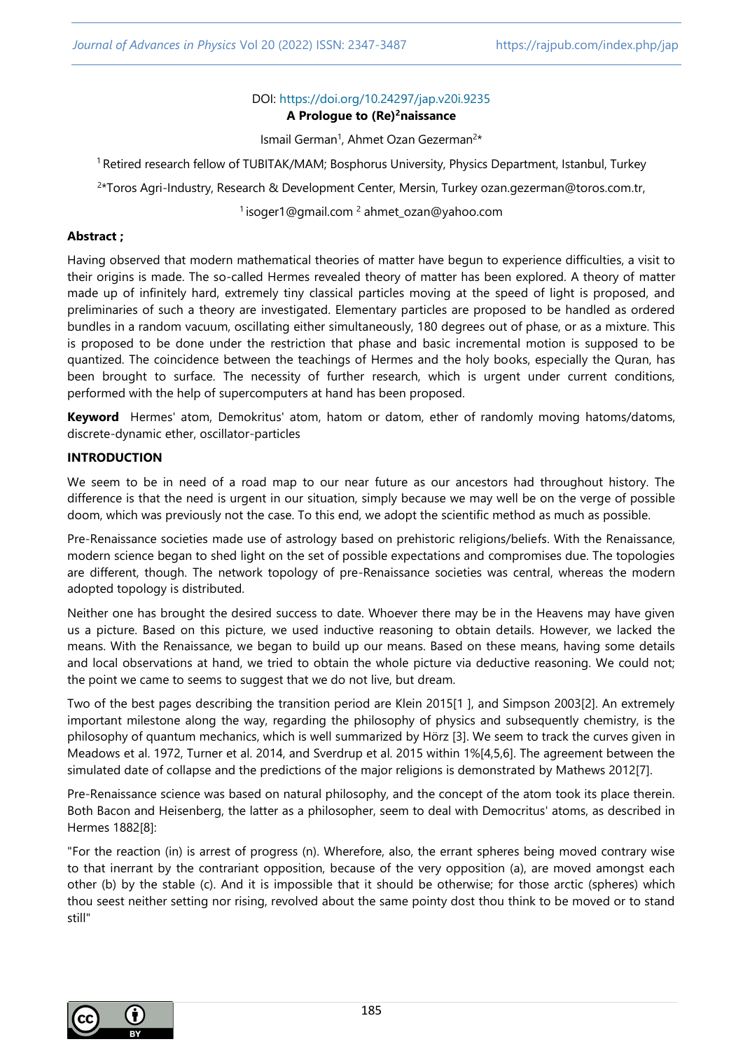DOI: https://doi.org/10.24297/jap.v20i.9235

# A Prologue to $(Re)^2$naissance

Ismail German[1], Ahmet Ozan Gezerman[2*]

[1] Retired research fellow of TUBITAK/MAM; Bosphorus University, Physics Department, Istanbul, Turkey

[2*]Toros Agri-Industry, Research & Development Center, Mersin, Turkey ozan.gezerman@toros.com.tr,

[1] isoger1@gmail.com [2] ahmet_ozan@yahoo.com

**Abstract ;**

Having observed that modern mathematical theories of matter have begun to experience difficulties, a visit to their origins is made. The so-called Hermes revealed theory of matter has been explored. A theory of matter made up of infinitely hard, extremely tiny classical particles moving at the speed of light is proposed, and preliminaries of such a theory are investigated. Elementary particles are proposed to be handled as ordered bundles in a random vacuum, oscillating either simultaneously, 180 degrees out of phase, or as a mixture. This is proposed to be done under the restriction that phase and basic incremental motion is supposed to be quantized. The coincidence between the teachings of Hermes and the holy books, especially the Quran, has been brought to surface. The necessity of further research, which is urgent under current conditions, performed with the help of supercomputers at hand has been proposed.

**Keyword** Hermes' atom, Demokritus' atom, hatom or datom, ether of randomly moving hatoms/datoms, discrete-dynamic ether, oscillator-particles

## INTRODUCTION

We seem to be in need of a road map to our near future as our ancestors had throughout history. The difference is that the need is urgent in our situation, simply because we may well be on the verge of possible doom, which was previously not the case. To this end, we adopt the scientific method as much as possible.

Pre-Renaissance societies made use of astrology based on prehistoric religions/beliefs. With the Renaissance, modern science began to shed light on the set of possible expectations and compromises due. The topologies are different, though. The network topology of pre-Renaissance societies was central, whereas the modern adopted topology is distributed.

Neither one has brought the desired success to date. Whoever there may be in the Heavens may have given us a picture. Based on this picture, we used inductive reasoning to obtain details. However, we lacked the means. With the Renaissance, we began to build up our means. Based on these means, having some details and local observations at hand, we tried to obtain the whole picture via deductive reasoning. We could not; the point we came to seems to suggest that we do not live, but dream.

Two of the best pages describing the transition period are Klein 2015[1 ], and Simpson 2003[2]. An extremely important milestone along the way, regarding the philosophy of physics and subsequently chemistry, is the philosophy of quantum mechanics, which is well summarized by Hörz [3]. We seem to track the curves given in Meadows et al. 1972, Turner et al. 2014, and Sverdrup et al. 2015 within 1%[4,5,6]. The agreement between the simulated date of collapse and the predictions of the major religions is demonstrated by Mathews 2012[7].

Pre-Renaissance science was based on natural philosophy, and the concept of the atom took its place therein. Both Bacon and Heisenberg, the latter as a philosopher, seem to deal with Democritus' atoms, as described in Hermes 1882[8]:

"For the reaction (in) is arrest of progress (n). Wherefore, also, the errant spheres being moved contrary wise to that inerrant by the contrariant opposition, because of the very opposition (a), are moved amongst each other (b) by the stable (c). And it is impossible that it should be otherwise; for those arctic (spheres) which thou seest neither setting nor rising, revolved about the same pointy dost thou think to be moved or to stand still"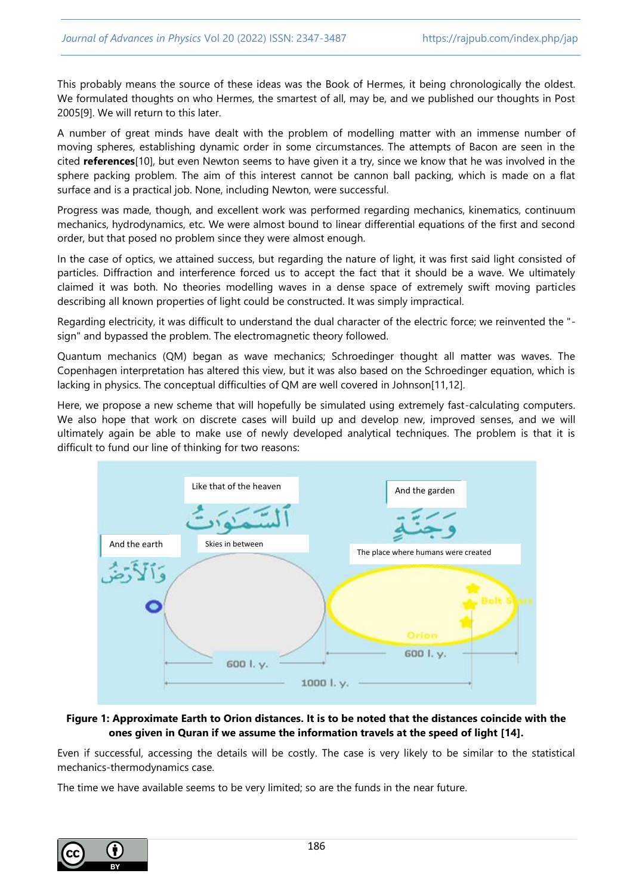This probably means the source of these ideas was the Book of Hermes, it being chronologically the oldest. We formulated thoughts on who Hermes, the smartest of all, may be, and we published our thoughts in Post 2005[9]. We will return to this later.

A number of great minds have dealt with the problem of modelling matter with an immense number of moving spheres, establishing dynamic order in some circumstances. The attempts of Bacon are seen in the cited **references**[10], but even Newton seems to have given it a try, since we know that he was involved in the sphere packing problem. The aim of this interest cannot be cannon ball packing, which is made on a flat surface and is a practical job. None, including Newton, were successful.

Progress was made, though, and excellent work was performed regarding mechanics, kinematics, continuum mechanics, hydrodynamics, etc. We were almost bound to linear differential equations of the first and second order, but that posed no problem since they were almost enough.

In the case of optics, we attained success, but regarding the nature of light, it was first said light consisted of particles. Diffraction and interference forced us to accept the fact that it should be a wave. We ultimately claimed it was both. No theories modelling waves in a dense space of extremely swift moving particles describing all known properties of light could be constructed. It was simply impractical.

Regarding electricity, it was difficult to understand the dual character of the electric force; we reinvented the "-sign" and bypassed the problem. The electromagnetic theory followed.

Quantum mechanics (QM) began as wave mechanics; Schroedinger thought all matter was waves. The Copenhagen interpretation has altered this view, but it was also based on the Schroedinger equation, which is lacking in physics. The conceptual difficulties of QM are well covered in Johnson[11,12].

Here, we propose a new scheme that will hopefully be simulated using extremely fast-calculating computers. We also hope that work on discrete cases will build up and develop new, improved senses, and we will ultimately again be able to make use of newly developed analytical techniques. The problem is that it is difficult to fund our line of thinking for two reasons:

**Figure 1: Approximate Earth to Orion distances. It is to be noted that the distances coincide with the ones given in Quran if we assume the information travels at the speed of light [14].**

Even if successful, accessing the details will be costly. The case is very likely to be similar to the statistical mechanics-thermodynamics case.

The time we have available seems to be very limited; so are the funds in the near future.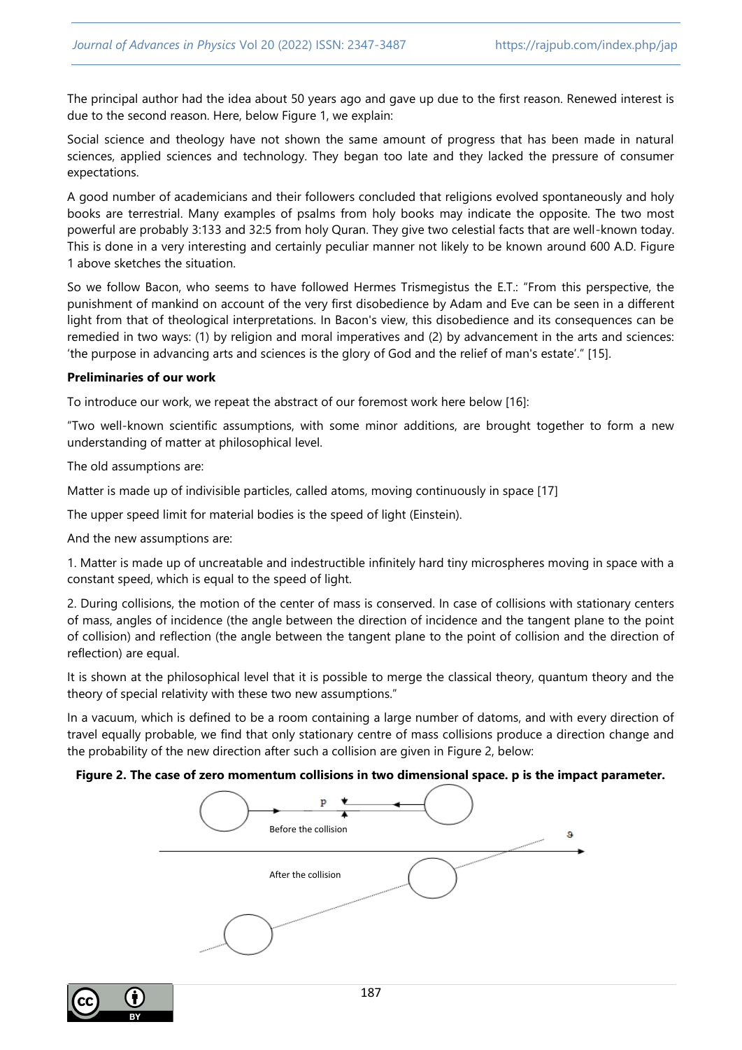The principal author had the idea about 50 years ago and gave up due to the first reason. Renewed interest is due to the second reason. Here, below Figure 1, we explain:

Social science and theology have not shown the same amount of progress that has been made in natural sciences, applied sciences and technology. They began too late and they lacked the pressure of consumer expectations.

A good number of academicians and their followers concluded that religions evolved spontaneously and holy books are terrestrial. Many examples of psalms from holy books may indicate the opposite. The two most powerful are probably 3:133 and 32:5 from holy Quran. They give two celestial facts that are well-known today. This is done in a very interesting and certainly peculiar manner not likely to be known around 600 A.D. Figure 1 above sketches the situation.

So we follow Bacon, who seems to have followed Hermes Trismegistus the E.T.: "From this perspective, the punishment of mankind on account of the very first disobedience by Adam and Eve can be seen in a different light from that of theological interpretations. In Bacon's view, this disobedience and its consequences can be remedied in two ways: (1) by religion and moral imperatives and (2) by advancement in the arts and sciences: 'the purpose in advancing arts and sciences is the glory of God and the relief of man's estate'." [15].

**Preliminaries of our work**

To introduce our work, we repeat the abstract of our foremost work here below [16]:

"Two well-known scientific assumptions, with some minor additions, are brought together to form a new understanding of matter at philosophical level.

The old assumptions are:

Matter is made up of indivisible particles, called atoms, moving continuously in space [17]

The upper speed limit for material bodies is the speed of light (Einstein).

And the new assumptions are:

1. Matter is made up of uncreatable and indestructible infinitely hard tiny microspheres moving in space with a constant speed, which is equal to the speed of light.

2. During collisions, the motion of the center of mass is conserved. In case of collisions with stationary centers of mass, angles of incidence (the angle between the direction of incidence and the tangent plane to the point of collision) and reflection (the angle between the tangent plane to the point of collision and the direction of reflection) are equal.

It is shown at the philosophical level that it is possible to merge the classical theory, quantum theory and the theory of special relativity with these two new assumptions."

In a vacuum, which is defined to be a room containing a large number of datoms, and with every direction of travel equally probable, we find that only stationary centre of mass collisions produce a direction change and the probability of the new direction after such a collision are given in Figure 2, below:

**Figure 2. The case of zero momentum collisions in two dimensional space. p is the impact parameter.**

Before the collision

After the collision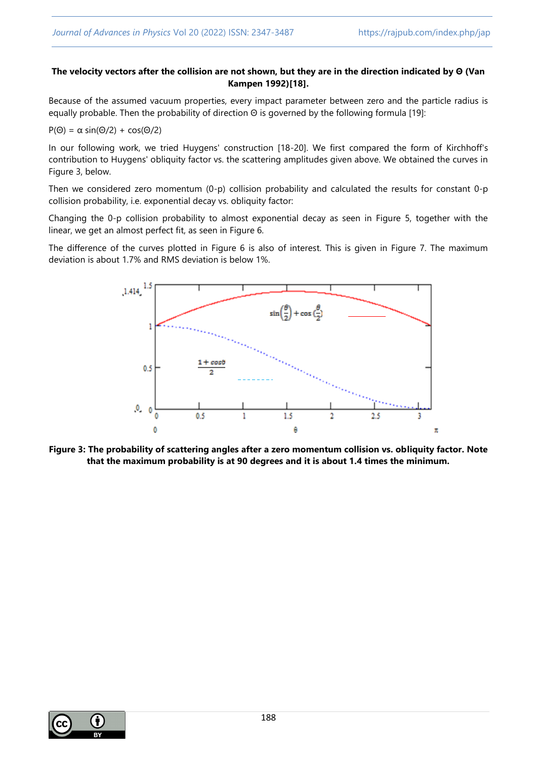**The velocity vectors after the collision are not shown, but they are in the direction indicated by Θ (Van Kampen 1992)[18].**

Because of the assumed vacuum properties, every impact parameter between zero and the particle radius is equally probable. Then the probability of direction Θ is governed by the following formula [19]:

$P(\Theta) = \alpha \sin(\Theta/2) + \cos(\Theta/2)$

In our following work, we tried Huygens' construction [18-20]. We first compared the form of Kirchhoff's contribution to Huygens' obliquity factor vs. the scattering amplitudes given above. We obtained the curves in Figure 3, below.

Then we considered zero momentum (0-p) collision probability and calculated the results for constant 0-p collision probability, i.e. exponential decay vs. obliquity factor:

Changing the 0-p collision probability to almost exponential decay as seen in Figure 5, together with the linear, we get an almost perfect fit, as seen in Figure 6.

The difference of the curves plotted in Figure 6 is also of interest. This is given in Figure 7. The maximum deviation is about 1.7% and RMS deviation is below 1%.

**Figure 3: The probability of scattering angles after a zero momentum collision vs. obliquity factor. Note that the maximum probability is at 90 degrees and it is about 1.4 times the minimum.**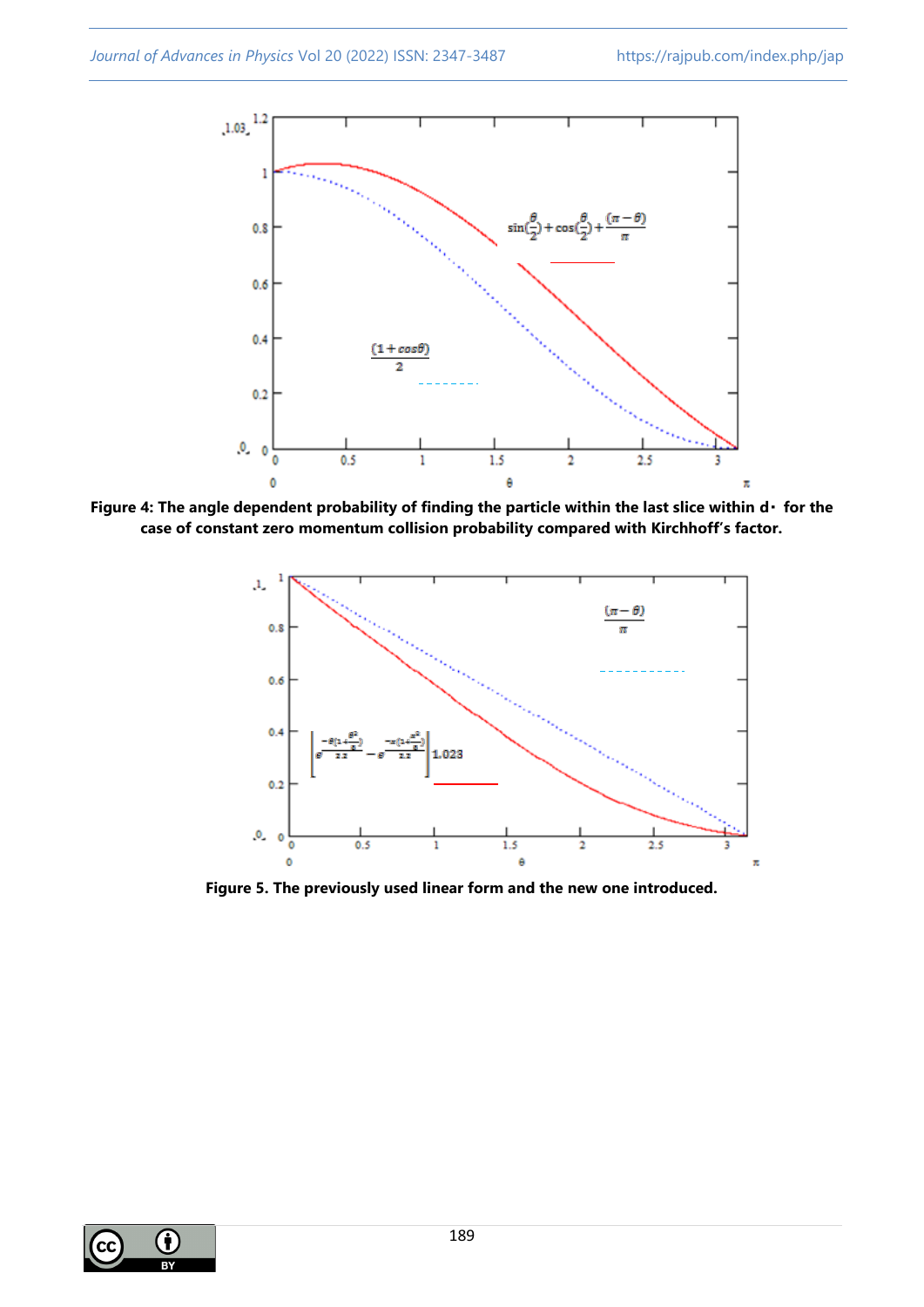**Figure 4: The angle dependent probability of finding the particle within the last slice within d· for the case of constant zero momentum collision probability compared with Kirchhoff's factor.**

**Figure 5. The previously used linear form and the new one introduced.**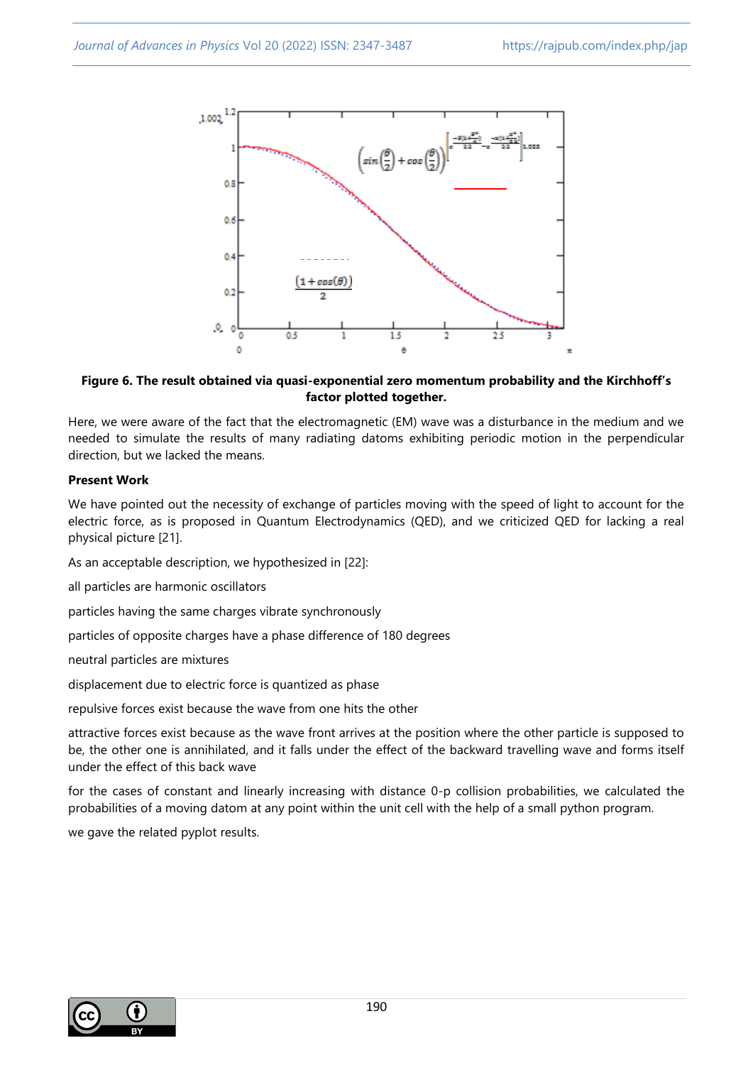**Figure 6. The result obtained via quasi-exponential zero momentum probability and the Kirchhoff's factor plotted together.**

Here, we were aware of the fact that the electromagnetic (EM) wave was a disturbance in the medium and we needed to simulate the results of many radiating datoms exhibiting periodic motion in the perpendicular direction, but we lacked the means.

**Present Work**

We have pointed out the necessity of exchange of particles moving with the speed of light to account for the electric force, as is proposed in Quantum Electrodynamics (QED), and we criticized QED for lacking a real physical picture [21].

As an acceptable description, we hypothesized in [22]:

all particles are harmonic oscillators

particles having the same charges vibrate synchronously

particles of opposite charges have a phase difference of 180 degrees

neutral particles are mixtures

displacement due to electric force is quantized as phase

repulsive forces exist because the wave from one hits the other

attractive forces exist because as the wave front arrives at the position where the other particle is supposed to be, the other one is annihilated, and it falls under the effect of the backward travelling wave and forms itself under the effect of this back wave

for the cases of constant and linearly increasing with distance 0-p collision probabilities, we calculated the probabilities of a moving datom at any point within the unit cell with the help of a small python program.

we gave the related pyplot results.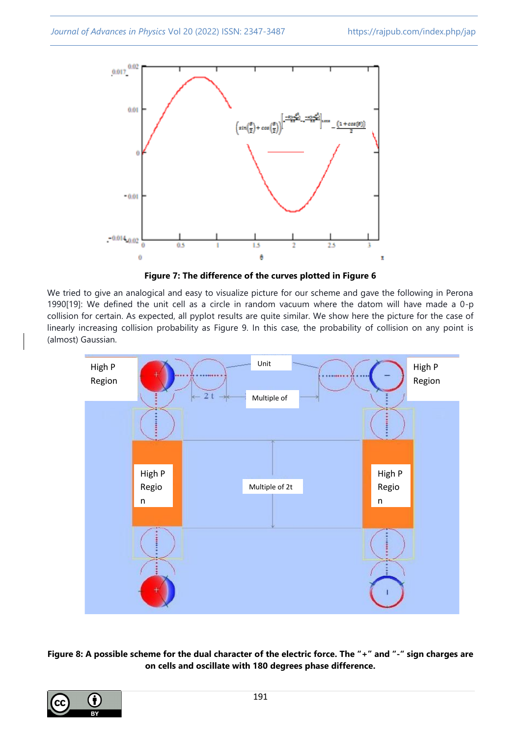**Figure 7: The difference of the curves plotted in Figure 6**

We tried to give an analogical and easy to visualize picture for our scheme and gave the following in Perona 1990[19]: We defined the unit cell as a circle in random vacuum where the datom will have made a 0-p collision for certain. As expected, all pyplot results are quite similar. We show here the picture for the case of linearly increasing collision probability as Figure 9. In this case, the probability of collision on any point is (almost) Gaussian.

**Figure 8: A possible scheme for the dual character of the electric force. The "+" and "-" sign charges are on cells and oscillate with 180 degrees phase difference.**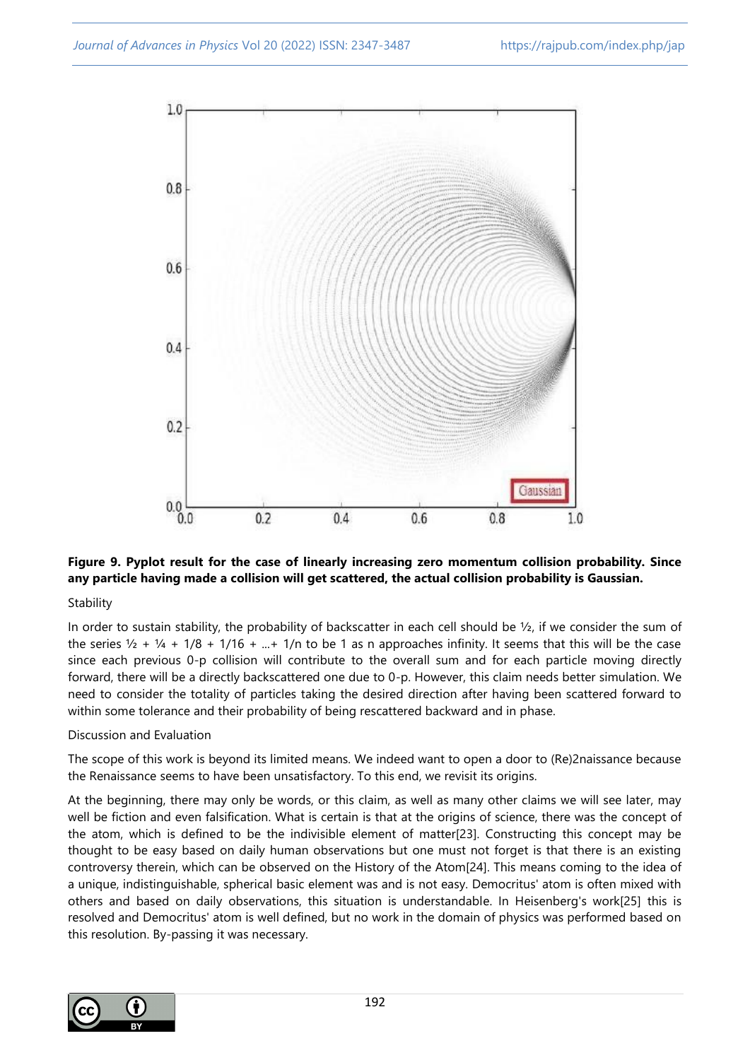**Figure 9. Pyplot result for the case of linearly increasing zero momentum collision probability. Since any particle having made a collision will get scattered, the actual collision probability is Gaussian.**

Stability

In order to sustain stability, the probability of backscatter in each cell should be ½, if we consider the sum of the series ½ + ¼ + 1/8 + 1/16 + ...+ 1/n to be 1 as n approaches infinity. It seems that this will be the case since each previous 0-p collision will contribute to the overall sum and for each particle moving directly forward, there will be a directly backscattered one due to 0-p. However, this claim needs better simulation. We need to consider the totality of particles taking the desired direction after having been scattered forward to within some tolerance and their probability of being rescattered backward and in phase.

Discussion and Evaluation

The scope of this work is beyond its limited means. We indeed want to open a door to (Re)2naissance because the Renaissance seems to have been unsatisfactory. To this end, we revisit its origins.

At the beginning, there may only be words, or this claim, as well as many other claims we will see later, may well be fiction and even falsification. What is certain is that at the origins of science, there was the concept of the atom, which is defined to be the indivisible element of matter[23]. Constructing this concept may be thought to be easy based on daily human observations but one must not forget is that there is an existing controversy therein, which can be observed on the History of the Atom[24]. This means coming to the idea of a unique, indistinguishable, spherical basic element was and is not easy. Democritus' atom is often mixed with others and based on daily observations, this situation is understandable. In Heisenberg's work[25] this is resolved and Democritus' atom is well defined, but no work in the domain of physics was performed based on this resolution. By-passing it was necessary.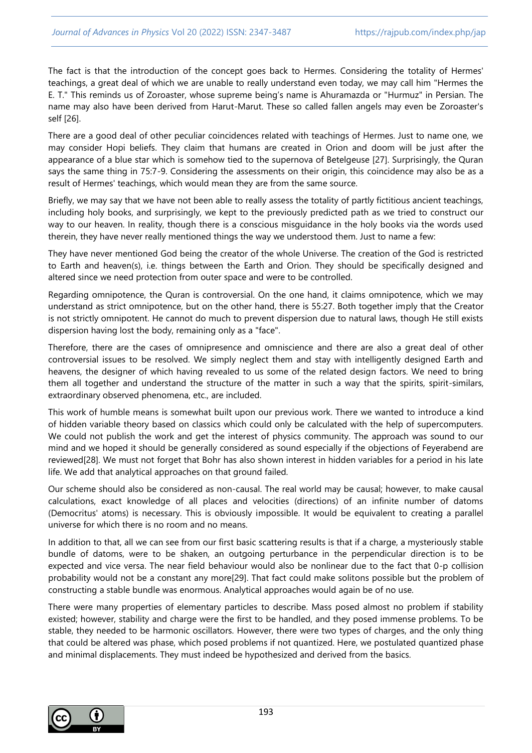The fact is that the introduction of the concept goes back to Hermes. Considering the totality of Hermes' teachings, a great deal of which we are unable to really understand even today, we may call him "Hermes the E. T." This reminds us of Zoroaster, whose supreme being's name is Ahuramazda or "Hurmuz" in Persian. The name may also have been derived from Harut-Marut. These so called fallen angels may even be Zoroaster's self [26].

There are a good deal of other peculiar coincidences related with teachings of Hermes. Just to name one, we may consider Hopi beliefs. They claim that humans are created in Orion and doom will be just after the appearance of a blue star which is somehow tied to the supernova of Betelgeuse [27]. Surprisingly, the Quran says the same thing in 75:7-9. Considering the assessments on their origin, this coincidence may also be as a result of Hermes' teachings, which would mean they are from the same source.

Briefly, we may say that we have not been able to really assess the totality of partly fictitious ancient teachings, including holy books, and surprisingly, we kept to the previously predicted path as we tried to construct our way to our heaven. In reality, though there is a conscious misguidance in the holy books via the words used therein, they have never really mentioned things the way we understood them. Just to name a few:

They have never mentioned God being the creator of the whole Universe. The creation of the God is restricted to Earth and heaven(s), i.e. things between the Earth and Orion. They should be specifically designed and altered since we need protection from outer space and were to be controlled.

Regarding omnipotence, the Quran is controversial. On the one hand, it claims omnipotence, which we may understand as strict omnipotence, but on the other hand, there is 55:27. Both together imply that the Creator is not strictly omnipotent. He cannot do much to prevent dispersion due to natural laws, though He still exists dispersion having lost the body, remaining only as a "face".

Therefore, there are the cases of omnipresence and omniscience and there are also a great deal of other controversial issues to be resolved. We simply neglect them and stay with intelligently designed Earth and heavens, the designer of which having revealed to us some of the related design factors. We need to bring them all together and understand the structure of the matter in such a way that the spirits, spirit-similars, extraordinary observed phenomena, etc., are included.

This work of humble means is somewhat built upon our previous work. There we wanted to introduce a kind of hidden variable theory based on classics which could only be calculated with the help of supercomputers. We could not publish the work and get the interest of physics community. The approach was sound to our mind and we hoped it should be generally considered as sound especially if the objections of Feyerabend are reviewed[28]. We must not forget that Bohr has also shown interest in hidden variables for a period in his late life. We add that analytical approaches on that ground failed.

Our scheme should also be considered as non-causal. The real world may be causal; however, to make causal calculations, exact knowledge of all places and velocities (directions) of an infinite number of datoms (Democritus' atoms) is necessary. This is obviously impossible. It would be equivalent to creating a parallel universe for which there is no room and no means.

In addition to that, all we can see from our first basic scattering results is that if a charge, a mysteriously stable bundle of datoms, were to be shaken, an outgoing perturbance in the perpendicular direction is to be expected and vice versa. The near field behaviour would also be nonlinear due to the fact that 0-p collision probability would not be a constant any more[29]. That fact could make solitons possible but the problem of constructing a stable bundle was enormous. Analytical approaches would again be of no use.

There were many properties of elementary particles to describe. Mass posed almost no problem if stability existed; however, stability and charge were the first to be handled, and they posed immense problems. To be stable, they needed to be harmonic oscillators. However, there were two types of charges, and the only thing that could be altered was phase, which posed problems if not quantized. Here, we postulated quantized phase and minimal displacements. They must indeed be hypothesized and derived from the basics.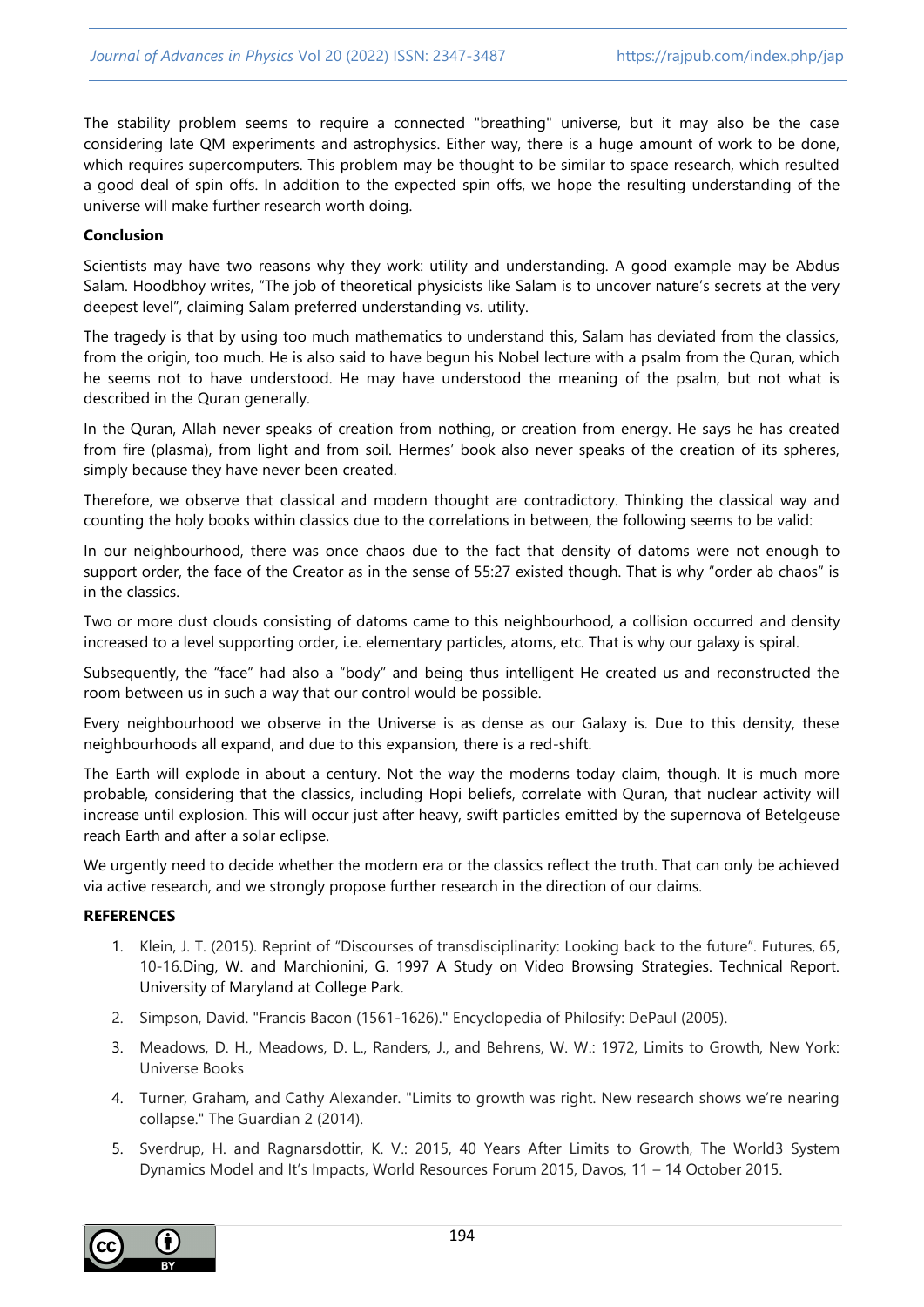The stability problem seems to require a connected "breathing" universe, but it may also be the case considering late QM experiments and astrophysics. Either way, there is a huge amount of work to be done, which requires supercomputers. This problem may be thought to be similar to space research, which resulted a good deal of spin offs. In addition to the expected spin offs, we hope the resulting understanding of the universe will make further research worth doing.

## Conclusion

Scientists may have two reasons why they work: utility and understanding. A good example may be Abdus Salam. Hoodbhoy writes, "The job of theoretical physicists like Salam is to uncover nature's secrets at the very deepest level", claiming Salam preferred understanding vs. utility.

The tragedy is that by using too much mathematics to understand this, Salam has deviated from the classics, from the origin, too much. He is also said to have begun his Nobel lecture with a psalm from the Quran, which he seems not to have understood. He may have understood the meaning of the psalm, but not what is described in the Quran generally.

In the Quran, Allah never speaks of creation from nothing, or creation from energy. He says he has created from fire (plasma), from light and from soil. Hermes' book also never speaks of the creation of its spheres, simply because they have never been created.

Therefore, we observe that classical and modern thought are contradictory. Thinking the classical way and counting the holy books within classics due to the correlations in between, the following seems to be valid:

In our neighbourhood, there was once chaos due to the fact that density of datoms were not enough to support order, the face of the Creator as in the sense of 55:27 existed though. That is why "order ab chaos" is in the classics.

Two or more dust clouds consisting of datoms came to this neighbourhood, a collision occurred and density increased to a level supporting order, i.e. elementary particles, atoms, etc. That is why our galaxy is spiral.

Subsequently, the "face" had also a "body" and being thus intelligent He created us and reconstructed the room between us in such a way that our control would be possible.

Every neighbourhood we observe in the Universe is as dense as our Galaxy is. Due to this density, these neighbourhoods all expand, and due to this expansion, there is a red-shift.

The Earth will explode in about a century. Not the way the moderns today claim, though. It is much more probable, considering that the classics, including Hopi beliefs, correlate with Quran, that nuclear activity will increase until explosion. This will occur just after heavy, swift particles emitted by the supernova of Betelgeuse reach Earth and after a solar eclipse.

We urgently need to decide whether the modern era or the classics reflect the truth. That can only be achieved via active research, and we strongly propose further research in the direction of our claims.

## REFERENCES

1. Klein, J. T. (2015). Reprint of "Discourses of transdisciplinarity: Looking back to the future". Futures, 65, 10-16.Ding, W. and Marchionini, G. 1997 A Study on Video Browsing Strategies. Technical Report. University of Maryland at College Park.
2. Simpson, David. "Francis Bacon (1561-1626)." Encyclopedia of Philosify: DePaul (2005).
3. Meadows, D. H., Meadows, D. L., Randers, J., and Behrens, W. W.: 1972, Limits to Growth, New York: Universe Books
4. Turner, Graham, and Cathy Alexander. "Limits to growth was right. New research shows we're nearing collapse." The Guardian 2 (2014).
5. Sverdrup, H. and Ragnarsdottir, K. V.: 2015, 40 Years After Limits to Growth, The World3 System Dynamics Model and It's Impacts, World Resources Forum 2015, Davos, 11 – 14 October 2015.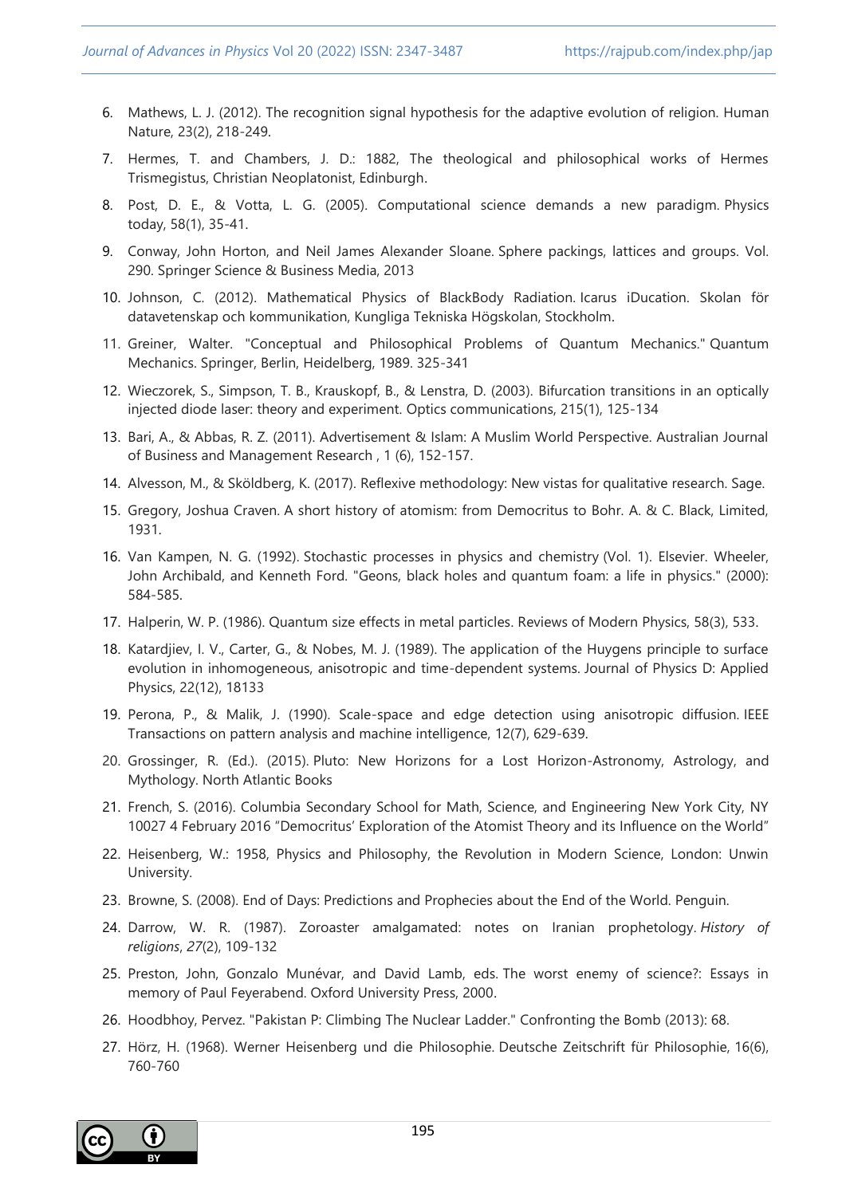6. Mathews, L. J. (2012). The recognition signal hypothesis for the adaptive evolution of religion. Human Nature, 23(2), 218-249.

7. Hermes, T. and Chambers, J. D.: 1882, The theological and philosophical works of Hermes Trismegistus, Christian Neoplatonist, Edinburgh.

8. Post, D. E., & Votta, L. G. (2005). Computational science demands a new paradigm. Physics today, 58(1), 35-41.

9. Conway, John Horton, and Neil James Alexander Sloane. Sphere packings, lattices and groups. Vol. 290. Springer Science & Business Media, 2013

10. Johnson, C. (2012). Mathematical Physics of BlackBody Radiation. Icarus iDucation. Skolan för datavetenskap och kommunikation, Kungliga Tekniska Högskolan, Stockholm.

11. Greiner, Walter. "Conceptual and Philosophical Problems of Quantum Mechanics." Quantum Mechanics. Springer, Berlin, Heidelberg, 1989. 325-341

12. Wieczorek, S., Simpson, T. B., Krauskopf, B., & Lenstra, D. (2003). Bifurcation transitions in an optically injected diode laser: theory and experiment. Optics communications, 215(1), 125-134

13. Bari, A., & Abbas, R. Z. (2011). Advertisement & Islam: A Muslim World Perspective. Australian Journal of Business and Management Research , 1 (6), 152-157.

14. Alvesson, M., & Sköldberg, K. (2017). Reflexive methodology: New vistas for qualitative research. Sage.

15. Gregory, Joshua Craven. A short history of atomism: from Democritus to Bohr. A. & C. Black, Limited, 1931.

16. Van Kampen, N. G. (1992). Stochastic processes in physics and chemistry (Vol. 1). Elsevier. Wheeler, John Archibald, and Kenneth Ford. "Geons, black holes and quantum foam: a life in physics." (2000): 584-585.

17. Halperin, W. P. (1986). Quantum size effects in metal particles. Reviews of Modern Physics, 58(3), 533.

18. Katardjiev, I. V., Carter, G., & Nobes, M. J. (1989). The application of the Huygens principle to surface evolution in inhomogeneous, anisotropic and time-dependent systems. Journal of Physics D: Applied Physics, 22(12), 18133

19. Perona, P., & Malik, J. (1990). Scale-space and edge detection using anisotropic diffusion. IEEE Transactions on pattern analysis and machine intelligence, 12(7), 629-639.

20. Grossinger, R. (Ed.). (2015). Pluto: New Horizons for a Lost Horizon-Astronomy, Astrology, and Mythology. North Atlantic Books

21. French, S. (2016). Columbia Secondary School for Math, Science, and Engineering New York City, NY 10027 4 February 2016 "Democritus' Exploration of the Atomist Theory and its Influence on the World"

22. Heisenberg, W.: 1958, Physics and Philosophy, the Revolution in Modern Science, London: Unwin University.

23. Browne, S. (2008). End of Days: Predictions and Prophecies about the End of the World. Penguin.

24. Darrow, W. R. (1987). Zoroaster amalgamated: notes on Iranian prophetology. *History of religions*, *27*(2), 109-132

25. Preston, John, Gonzalo Munévar, and David Lamb, eds. The worst enemy of science?: Essays in memory of Paul Feyerabend. Oxford University Press, 2000.

26. Hoodbhoy, Pervez. "Pakistan P: Climbing The Nuclear Ladder." Confronting the Bomb (2013): 68.

27. Hörz, H. (1968). Werner Heisenberg und die Philosophie. Deutsche Zeitschrift für Philosophie, 16(6), 760-760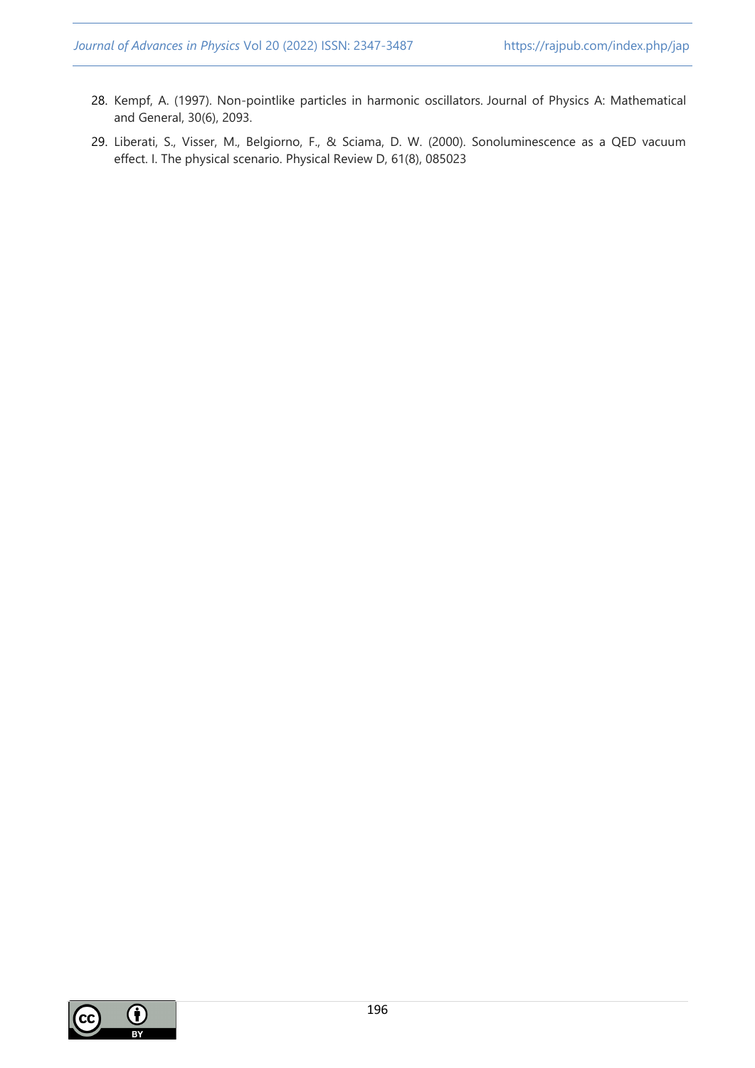28. Kempf, A. (1997). Non-pointlike particles in harmonic oscillators. Journal of Physics A: Mathematical and General, 30(6), 2093.
29. Liberati, S., Visser, M., Belgiorno, F., & Sciama, D. W. (2000). Sonoluminescence as a QED vacuum effect. I. The physical scenario. Physical Review D, 61(8), 085023